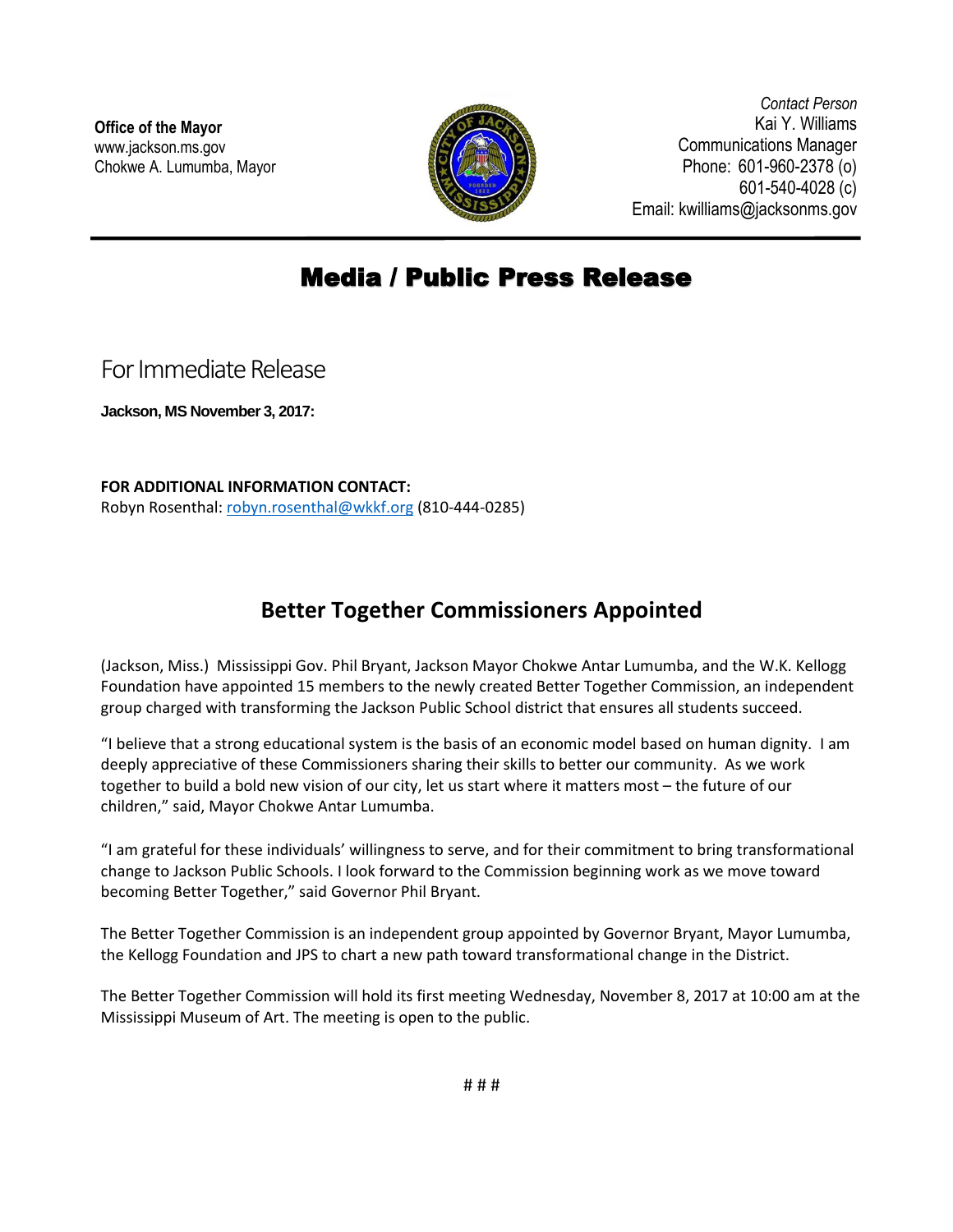**Office of the Mayor**
www.jackson.ms.gov
Chokwe A. Lumumba, Mayor

*Contact Person*
Kai Y. Williams
Communications Manager
Phone: 601-960-2378 (o)
601-540-4028 (c)
Email: kwilliams@jacksonms.gov

# Media / Public Press Release

## For Immediate Release

**Jackson, MS November 3, 2017:**

**FOR ADDITIONAL INFORMATION CONTACT:**
Robyn Rosenthal: robyn.rosenthal@wkkf.org (810-444-0285)

## Better Together Commissioners Appointed

(Jackson, Miss.) Mississippi Gov. Phil Bryant, Jackson Mayor Chokwe Antar Lumumba, and the W.K. Kellogg Foundation have appointed 15 members to the newly created Better Together Commission, an independent group charged with transforming the Jackson Public School district that ensures all students succeed.

"I believe that a strong educational system is the basis of an economic model based on human dignity. I am deeply appreciative of these Commissioners sharing their skills to better our community. As we work together to build a bold new vision of our city, let us start where it matters most – the future of our children," said, Mayor Chokwe Antar Lumumba.

"I am grateful for these individuals' willingness to serve, and for their commitment to bring transformational change to Jackson Public Schools. I look forward to the Commission beginning work as we move toward becoming Better Together," said Governor Phil Bryant.

The Better Together Commission is an independent group appointed by Governor Bryant, Mayor Lumumba, the Kellogg Foundation and JPS to chart a new path toward transformational change in the District.

The Better Together Commission will hold its first meeting Wednesday, November 8, 2017 at 10:00 am at the Mississippi Museum of Art. The meeting is open to the public.

# # #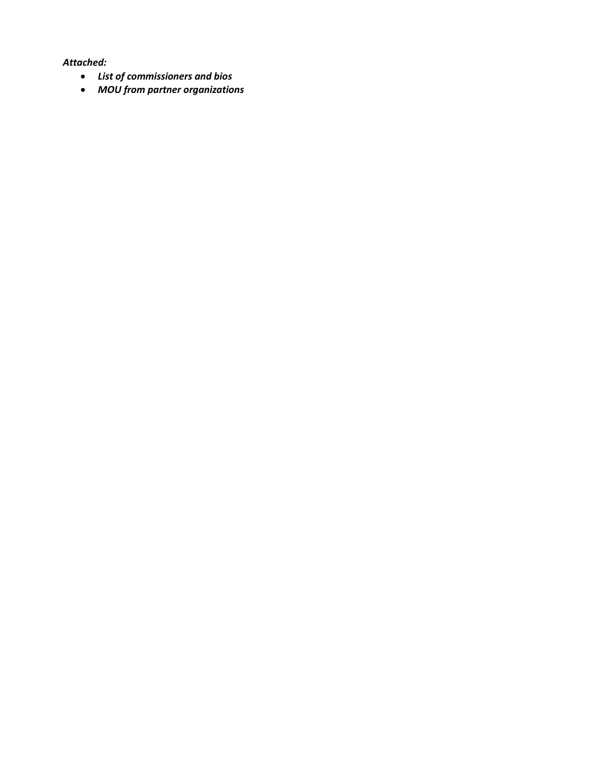***Attached:***

- ***List of commissioners and bios***
- ***MOU from partner organizations***